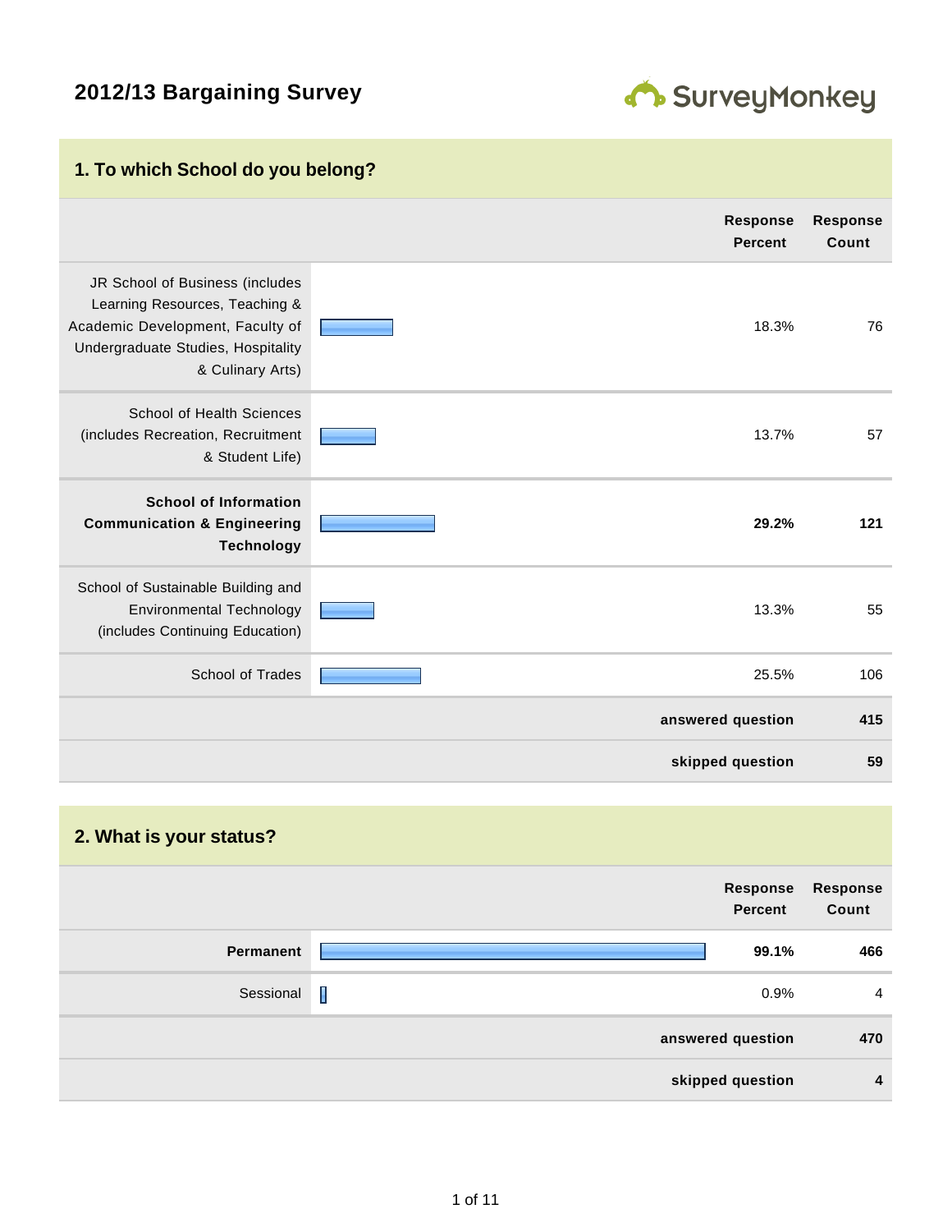# 2012/13 Bargaining Survey

SurveyMonkey

## 1. To which School do you belong?

| | Response Percent | Response Count |
|---|---|---|
| JR School of Business (includes Learning Resources, Teaching & Academic Development, Faculty of Undergraduate Studies, Hospitality & Culinary Arts) | 18.3% | 76 |
| School of Health Sciences (includes Recreation, Recruitment & Student Life) | 13.7% | 57 |
| **School of Information Communication & Engineering Technology** | **29.2%** | **121** |
| School of Sustainable Building and Environmental Technology (includes Continuing Education) | 13.3% | 55 |
| School of Trades | 25.5% | 106 |
| | **answered question** | **415** |
| | **skipped question** | **59** |

## 2. What is your status?

| | Response Percent | Response Count |
|---|---|---|
| **Permanent** | **99.1%** | **466** |
| Sessional | 0.9% | 4 |
| | **answered question** | **470** |
| | **skipped question** | **4** |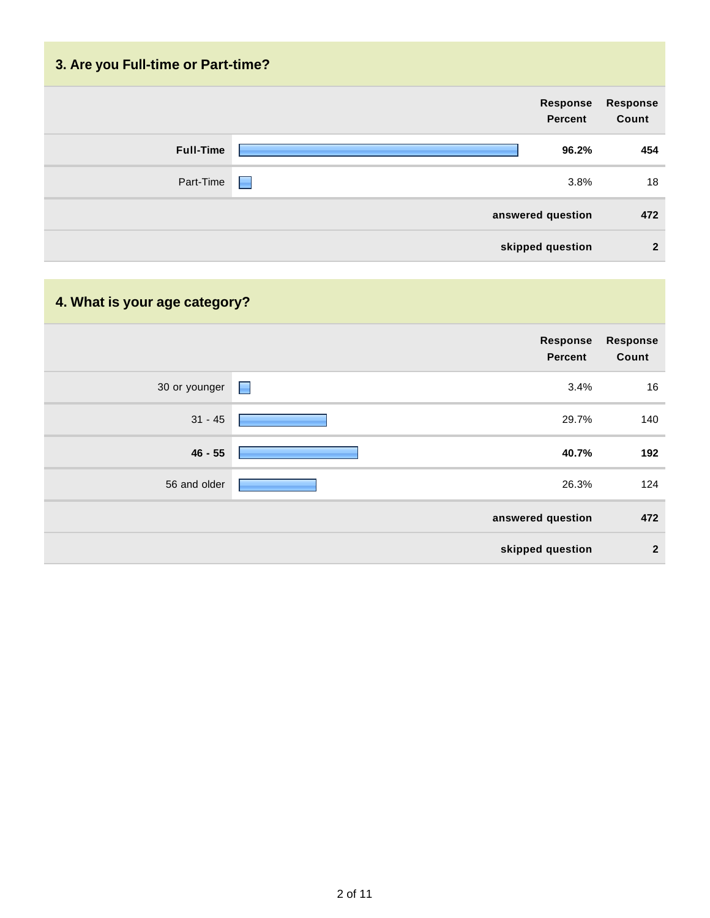## 3. Are you Full-time or Part-time?

| | Response Percent | Response Count |
|---|---|---|
| **Full-Time** | **96.2%** | **454** |
| Part-Time | 3.8% | 18 |
| | **answered question** | **472** |
| | **skipped question** | **2** |

## 4. What is your age category?

| | Response Percent | Response Count |
|---|---|---|
| 30 or younger | 3.4% | 16 |
| 31 - 45 | 29.7% | 140 |
| **46 - 55** | **40.7%** | **192** |
| 56 and older | 26.3% | 124 |
| | **answered question** | **472** |
| | **skipped question** | **2** |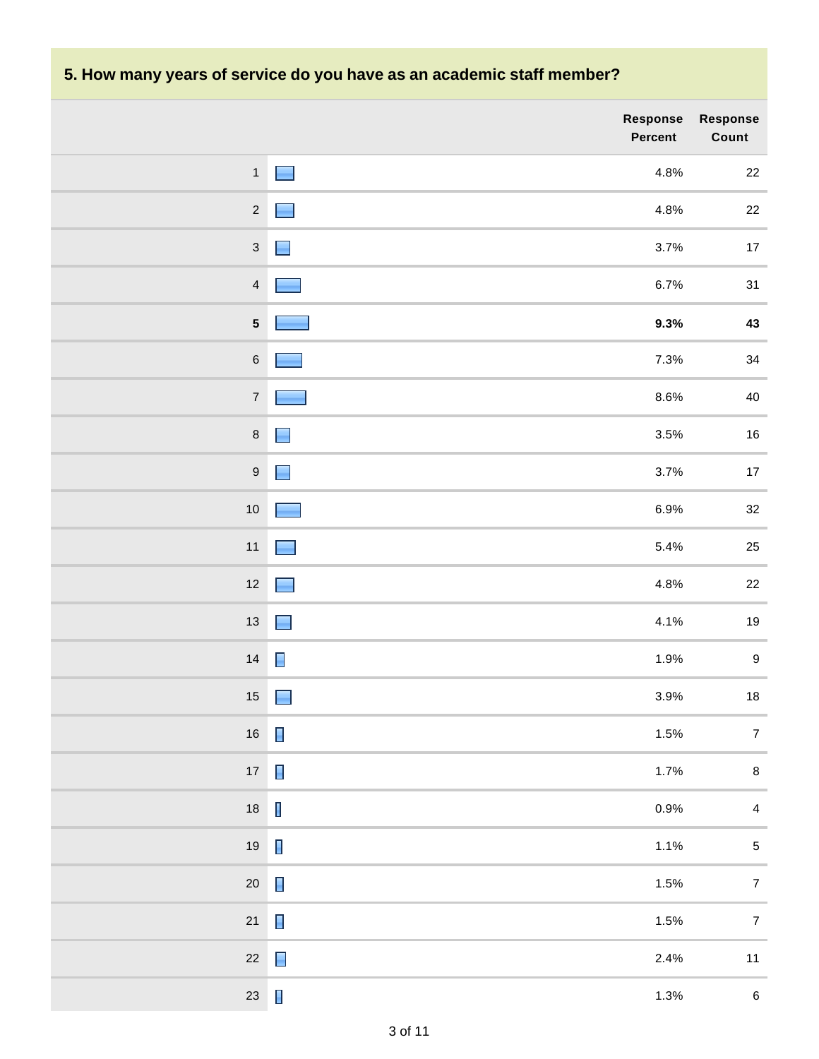## 5. How many years of service do you have as an academic staff member?

| | Response Percent | Response Count |
|---|---|---|
| 1 | 4.8% | 22 |
| 2 | 4.8% | 22 |
| 3 | 3.7% | 17 |
| 4 | 6.7% | 31 |
| **5** | **9.3%** | **43** |
| 6 | 7.3% | 34 |
| 7 | 8.6% | 40 |
| 8 | 3.5% | 16 |
| 9 | 3.7% | 17 |
| 10 | 6.9% | 32 |
| 11 | 5.4% | 25 |
| 12 | 4.8% | 22 |
| 13 | 4.1% | 19 |
| 14 | 1.9% | 9 |
| 15 | 3.9% | 18 |
| 16 | 1.5% | 7 |
| 17 | 1.7% | 8 |
| 18 | 0.9% | 4 |
| 19 | 1.1% | 5 |
| 20 | 1.5% | 7 |
| 21 | 1.5% | 7 |
| 22 | 2.4% | 11 |
| 23 | 1.3% | 6 |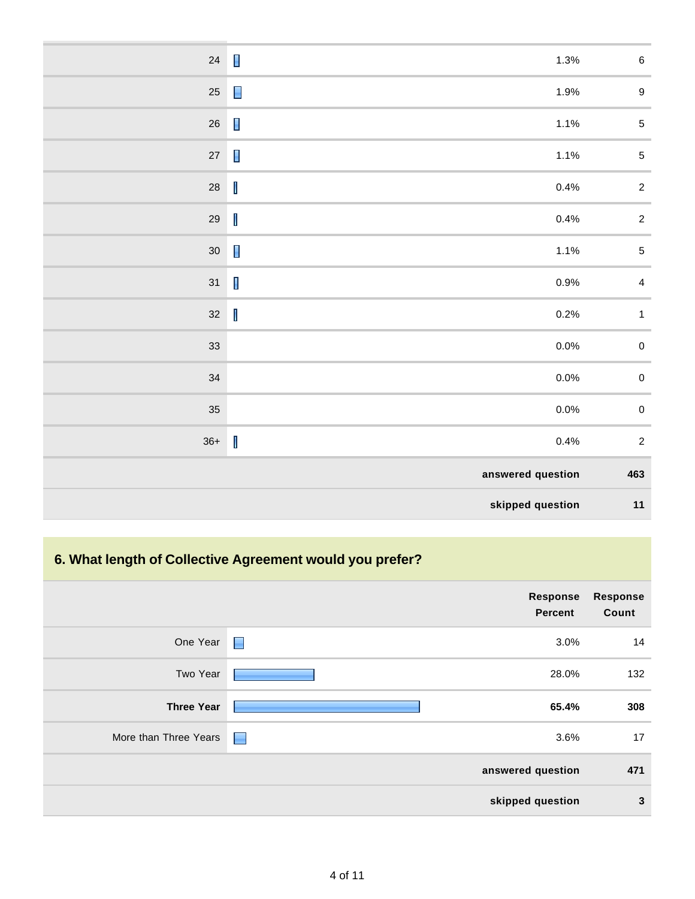| | Response Percent | Response Count |
|---|---|---|
| 24 | 1.3% | 6 |
| 25 | 1.9% | 9 |
| 26 | 1.1% | 5 |
| 27 | 1.1% | 5 |
| 28 | 0.4% | 2 |
| 29 | 0.4% | 2 |
| 30 | 1.1% | 5 |
| 31 | 0.9% | 4 |
| 32 | 0.2% | 1 |
| 33 | 0.0% | 0 |
| 34 | 0.0% | 0 |
| 35 | 0.0% | 0 |
| 36+ | 0.4% | 2 |
| | **answered question** | **463** |
| | **skipped question** | **11** |

## 6. What length of Collective Agreement would you prefer?

| | Response Percent | Response Count |
|---|---|---|
| One Year | 3.0% | 14 |
| Two Year | 28.0% | 132 |
| **Three Year** | **65.4%** | **308** |
| More than Three Years | 3.6% | 17 |
| | **answered question** | **471** |
| | **skipped question** | **3** |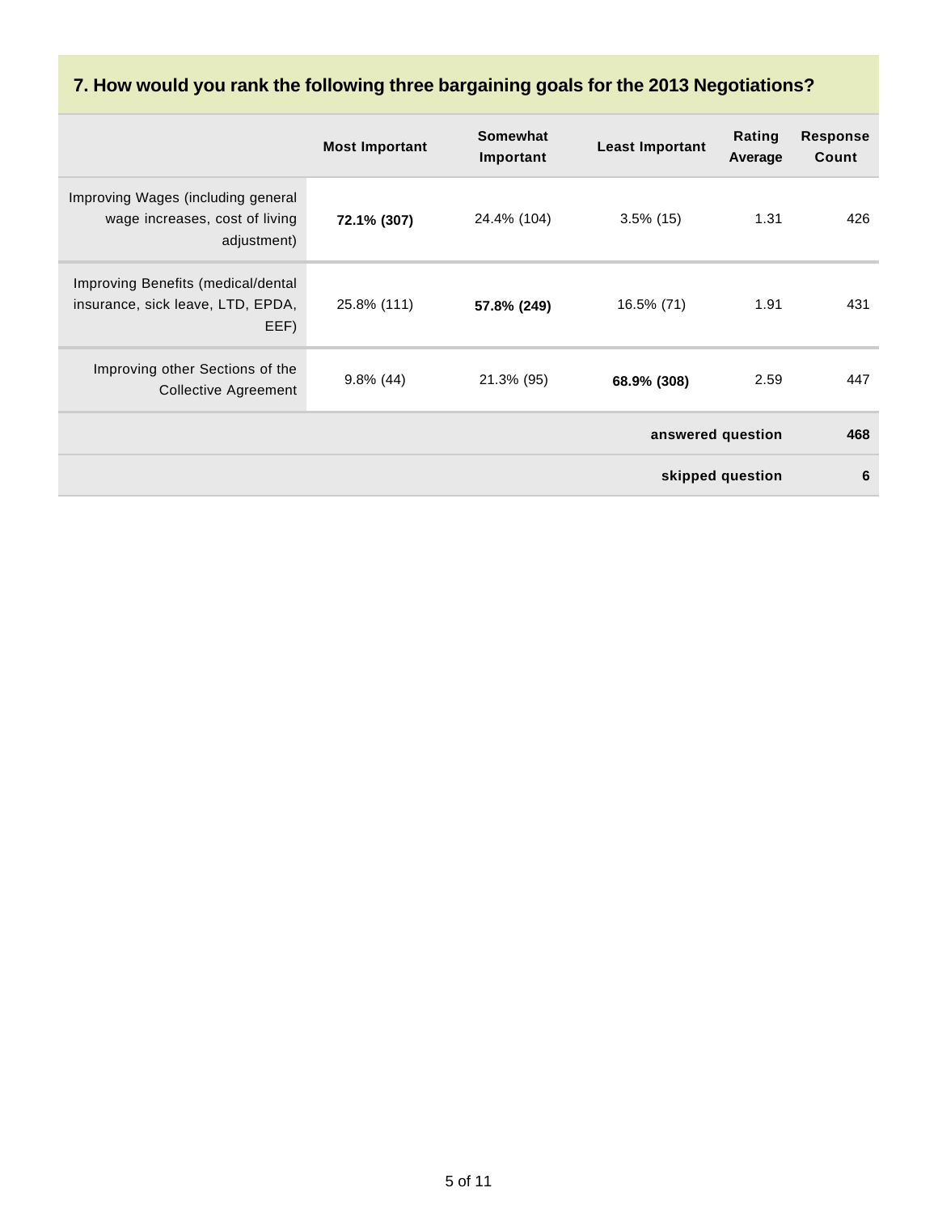## 7. How would you rank the following three bargaining goals for the 2013 Negotiations?

| | Most Important | Somewhat Important | Least Important | Rating Average | Response Count |
|---|---|---|---|---|---|
| Improving Wages (including general wage increases, cost of living adjustment) | **72.1% (307)** | 24.4% (104) | 3.5% (15) | 1.31 | 426 |
| Improving Benefits (medical/dental insurance, sick leave, LTD, EPDA, EEF) | 25.8% (111) | **57.8% (249)** | 16.5% (71) | 1.91 | 431 |
| Improving other Sections of the Collective Agreement | 9.8% (44) | 21.3% (95) | **68.9% (308)** | 2.59 | 447 |
| | | | | **answered question** | **468** |
| | | | | **skipped question** | **6** |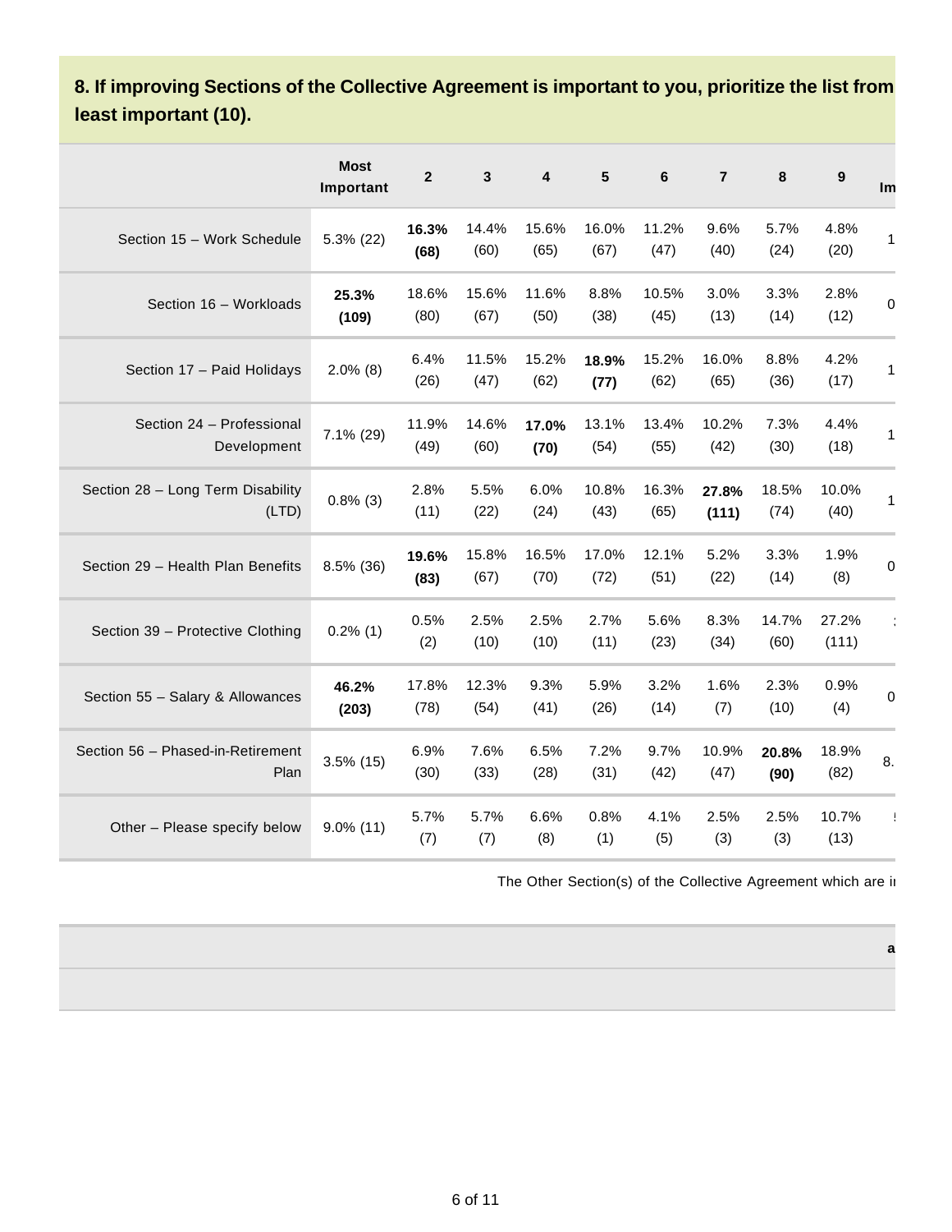**8. If improving Sections of the Collective Agreement is important to you, prioritize the list from least important (10).**

| | Most Important | 2 | 3 | 4 | 5 | 6 | 7 | 8 | 9 | Im |
|---|---|---|---|---|---|---|---|---|---|---|
| Section 15 – Work Schedule | 5.3% (22) | **16.3% (68)** | 14.4% (60) | 15.6% (65) | 16.0% (67) | 11.2% (47) | 9.6% (40) | 5.7% (24) | 4.8% (20) | 1 |
| Section 16 – Workloads | **25.3% (109)** | 18.6% (80) | 15.6% (67) | 11.6% (50) | 8.8% (38) | 10.5% (45) | 3.0% (13) | 3.3% (14) | 2.8% (12) | 0 |
| Section 17 – Paid Holidays | 2.0% (8) | 6.4% (26) | 11.5% (47) | 15.2% (62) | **18.9% (77)** | 15.2% (62) | 16.0% (65) | 8.8% (36) | 4.2% (17) | 1 |
| Section 24 – Professional Development | 7.1% (29) | 11.9% (49) | 14.6% (60) | **17.0% (70)** | 13.1% (54) | 13.4% (55) | 10.2% (42) | 7.3% (30) | 4.4% (18) | 1 |
| Section 28 – Long Term Disability (LTD) | 0.8% (3) | 2.8% (11) | 5.5% (22) | 6.0% (24) | 10.8% (43) | 16.3% (65) | **27.8% (111)** | 18.5% (74) | 10.0% (40) | 1 |
| Section 29 – Health Plan Benefits | 8.5% (36) | **19.6% (83)** | 15.8% (67) | 16.5% (70) | 17.0% (72) | 12.1% (51) | 5.2% (22) | 3.3% (14) | 1.9% (8) | 0 |
| Section 39 – Protective Clothing | 0.2% (1) | 0.5% (2) | 2.5% (10) | 2.5% (10) | 2.7% (11) | 5.6% (23) | 8.3% (34) | 14.7% (60) | 27.2% (111) | : |
| Section 55 – Salary & Allowances | **46.2% (203)** | 17.8% (78) | 12.3% (54) | 9.3% (41) | 5.9% (26) | 3.2% (14) | 1.6% (7) | 2.3% (10) | 0.9% (4) | 0 |
| Section 56 – Phased-in-Retirement Plan | 3.5% (15) | 6.9% (30) | 7.6% (33) | 6.5% (28) | 7.2% (31) | 9.7% (42) | 10.9% (47) | **20.8% (90)** | 18.9% (82) | 8. |
| Other – Please specify below | 9.0% (11) | 5.7% (7) | 5.7% (7) | 6.6% (8) | 0.8% (1) | 4.1% (5) | 2.5% (3) | 2.5% (3) | 10.7% (13) | ! |

The Other Section(s) of the Collective Agreement which are i

| a |
|---|
| |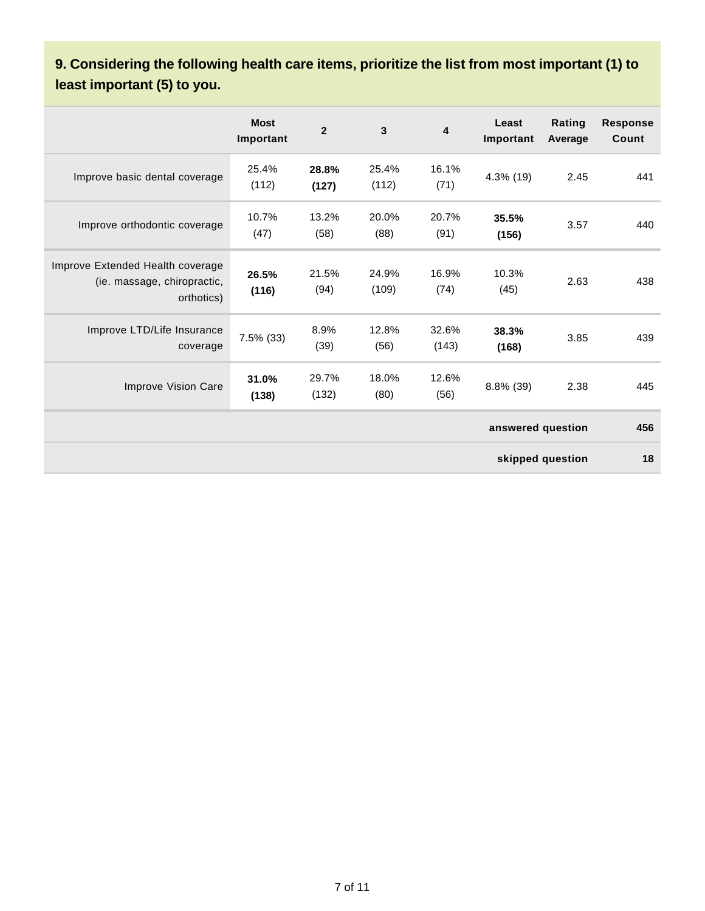**9. Considering the following health care items, prioritize the list from most important (1) to least important (5) to you.**

| | Most Important | 2 | 3 | 4 | Least Important | Rating Average | Response Count |
|---|---|---|---|---|---|---|---|
| Improve basic dental coverage | 25.4% (112) | **28.8% (127)** | 25.4% (112) | 16.1% (71) | 4.3% (19) | 2.45 | 441 |
| Improve orthodontic coverage | 10.7% (47) | 13.2% (58) | 20.0% (88) | 20.7% (91) | **35.5% (156)** | 3.57 | 440 |
| Improve Extended Health coverage (ie. massage, chiropractic, orthotics) | **26.5% (116)** | 21.5% (94) | 24.9% (109) | 16.9% (74) | 10.3% (45) | 2.63 | 438 |
| Improve LTD/Life Insurance coverage | 7.5% (33) | 8.9% (39) | 12.8% (56) | 32.6% (143) | **38.3% (168)** | 3.85 | 439 |
| Improve Vision Care | **31.0% (138)** | 29.7% (132) | 18.0% (80) | 12.6% (56) | 8.8% (39) | 2.38 | 445 |
| | | | | | | **answered question** | **456** |
| | | | | | | **skipped question** | **18** |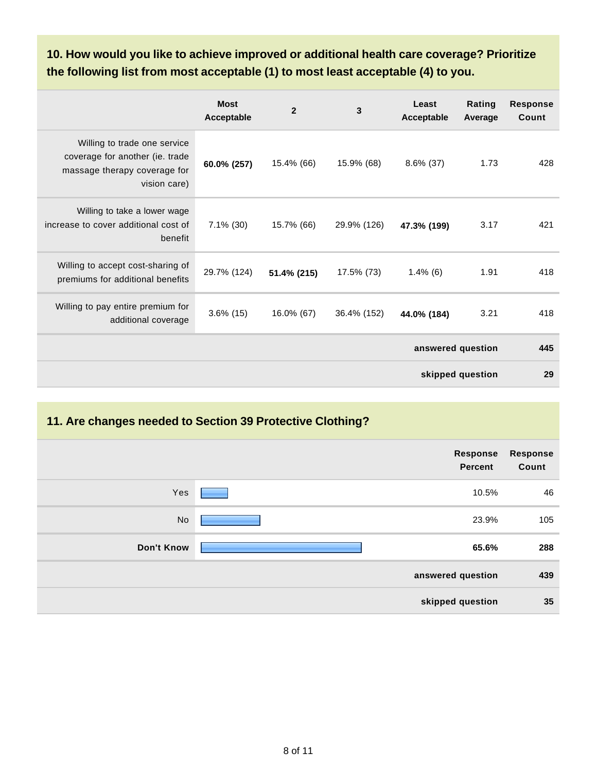## 10. How would you like to achieve improved or additional health care coverage? Prioritize the following list from most acceptable (1) to most least acceptable (4) to you.

| | Most Acceptable | 2 | 3 | Least Acceptable | Rating Average | Response Count |
|---|---|---|---|---|---|---|
| Willing to trade one service coverage for another (ie. trade massage therapy coverage for vision care) | **60.0% (257)** | 15.4% (66) | 15.9% (68) | 8.6% (37) | 1.73 | 428 |
| Willing to take a lower wage increase to cover additional cost of benefit | 7.1% (30) | 15.7% (66) | 29.9% (126) | **47.3% (199)** | 3.17 | 421 |
| Willing to accept cost-sharing of premiums for additional benefits | 29.7% (124) | **51.4% (215)** | 17.5% (73) | 1.4% (6) | 1.91 | 418 |
| Willing to pay entire premium for additional coverage | 3.6% (15) | 16.0% (67) | 36.4% (152) | **44.0% (184)** | 3.21 | 418 |
| | | | | | **answered question** | **445** |
| | | | | | **skipped question** | **29** |

## 11. Are changes needed to Section 39 Protective Clothing?

| | Response Percent | Response Count |
|---|---|---|
| Yes | 10.5% | 46 |
| No | 23.9% | 105 |
| **Don't Know** | **65.6%** | **288** |
| **answered question** | | **439** |
| **skipped question** | | **35** |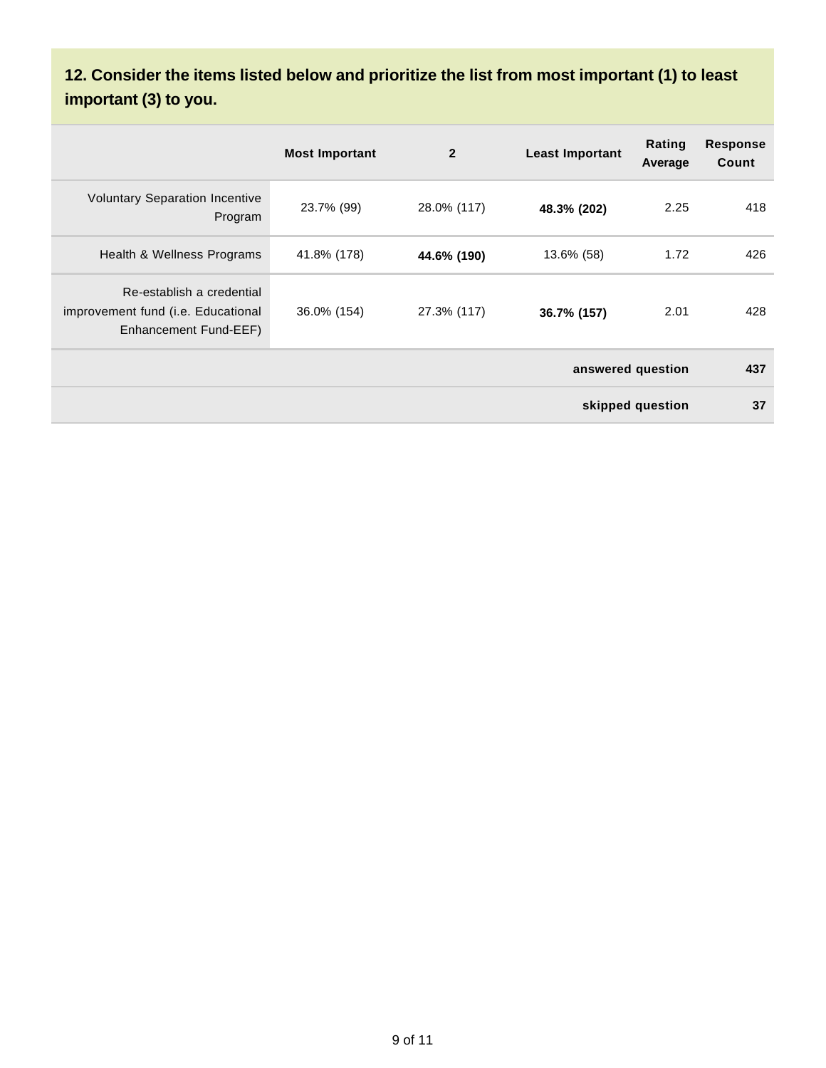## 12. Consider the items listed below and prioritize the list from most important (1) to least important (3) to you.

| | Most Important | 2 | Least Important | Rating Average | Response Count |
|---|---|---|---|---|---|
| Voluntary Separation Incentive Program | 23.7% (99) | 28.0% (117) | **48.3% (202)** | 2.25 | 418 |
| Health & Wellness Programs | 41.8% (178) | **44.6% (190)** | 13.6% (58) | 1.72 | 426 |
| Re-establish a credential improvement fund (i.e. Educational Enhancement Fund-EEF) | 36.0% (154) | 27.3% (117) | **36.7% (157)** | 2.01 | 428 |
| | | | | **answered question** | **437** |
| | | | | **skipped question** | **37** |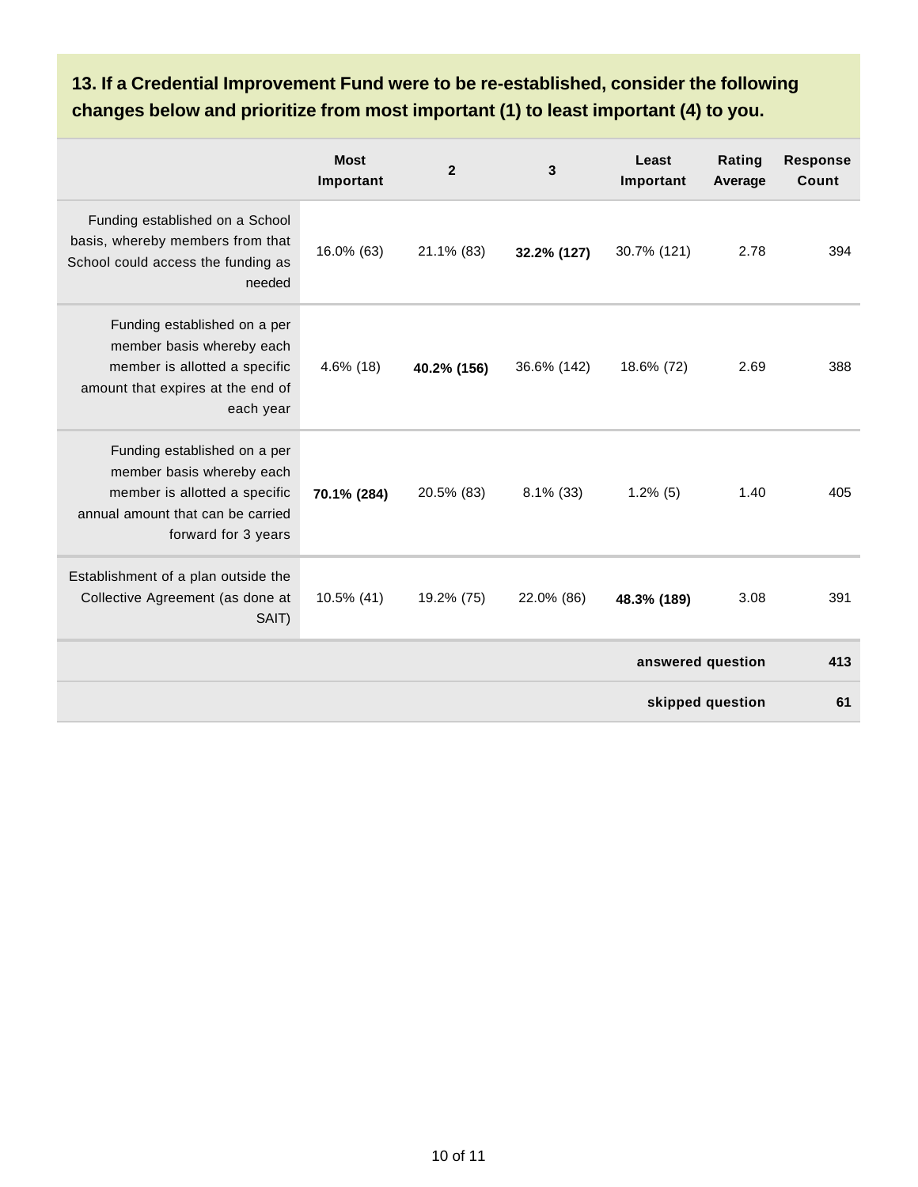### 13. If a Credential Improvement Fund were to be re-established, consider the following changes below and prioritize from most important (1) to least important (4) to you.

| | Most Important | 2 | 3 | Least Important | Rating Average | Response Count |
|---|---|---|---|---|---|---|
| Funding established on a School basis, whereby members from that School could access the funding as needed | 16.0% (63) | 21.1% (83) | **32.2% (127)** | 30.7% (121) | 2.78 | 394 |
| Funding established on a per member basis whereby each member is allotted a specific amount that expires at the end of each year | 4.6% (18) | **40.2% (156)** | 36.6% (142) | 18.6% (72) | 2.69 | 388 |
| Funding established on a per member basis whereby each member is allotted a specific annual amount that can be carried forward for 3 years | **70.1% (284)** | 20.5% (83) | 8.1% (33) | 1.2% (5) | 1.40 | 405 |
| Establishment of a plan outside the Collective Agreement (as done at SAIT) | 10.5% (41) | 19.2% (75) | 22.0% (86) | **48.3% (189)** | 3.08 | 391 |
| | | | | | **answered question** | **413** |
| | | | | | **skipped question** | **61** |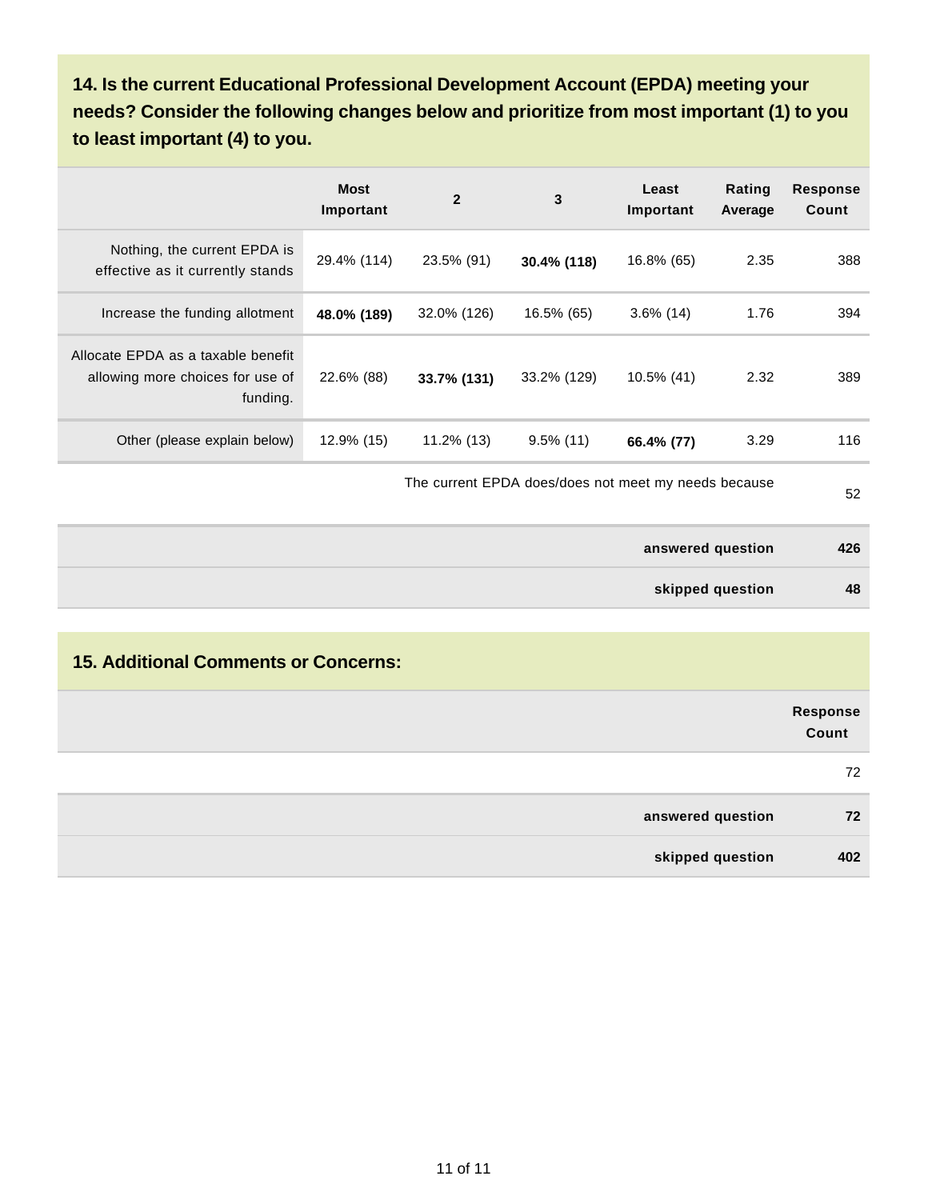## 14. Is the current Educational Professional Development Account (EPDA) meeting your needs? Consider the following changes below and prioritize from most important (1) to you to least important (4) to you.

| | Most Important | 2 | 3 | Least Important | Rating Average | Response Count |
|---|---|---|---|---|---|---|
| Nothing, the current EPDA is effective as it currently stands | 29.4% (114) | 23.5% (91) | **30.4% (118)** | 16.8% (65) | 2.35 | 388 |
| Increase the funding allotment | **48.0% (189)** | 32.0% (126) | 16.5% (65) | 3.6% (14) | 1.76 | 394 |
| Allocate EPDA as a taxable benefit allowing more choices for use of funding. | 22.6% (88) | **33.7% (131)** | 33.2% (129) | 10.5% (41) | 2.32 | 389 |
| Other (please explain below) | 12.9% (15) | 11.2% (13) | 9.5% (11) | **66.4% (77)** | 3.29 | 116 |
| | | | | The current EPDA does/does not meet my needs because | | 52 |
| | | | | | **answered question** | **426** |
| | | | | | **skipped question** | **48** |

## 15. Additional Comments or Concerns:

| | Response Count |
|---|---|
| | 72 |
| **answered question** | **72** |
| **skipped question** | **402** |